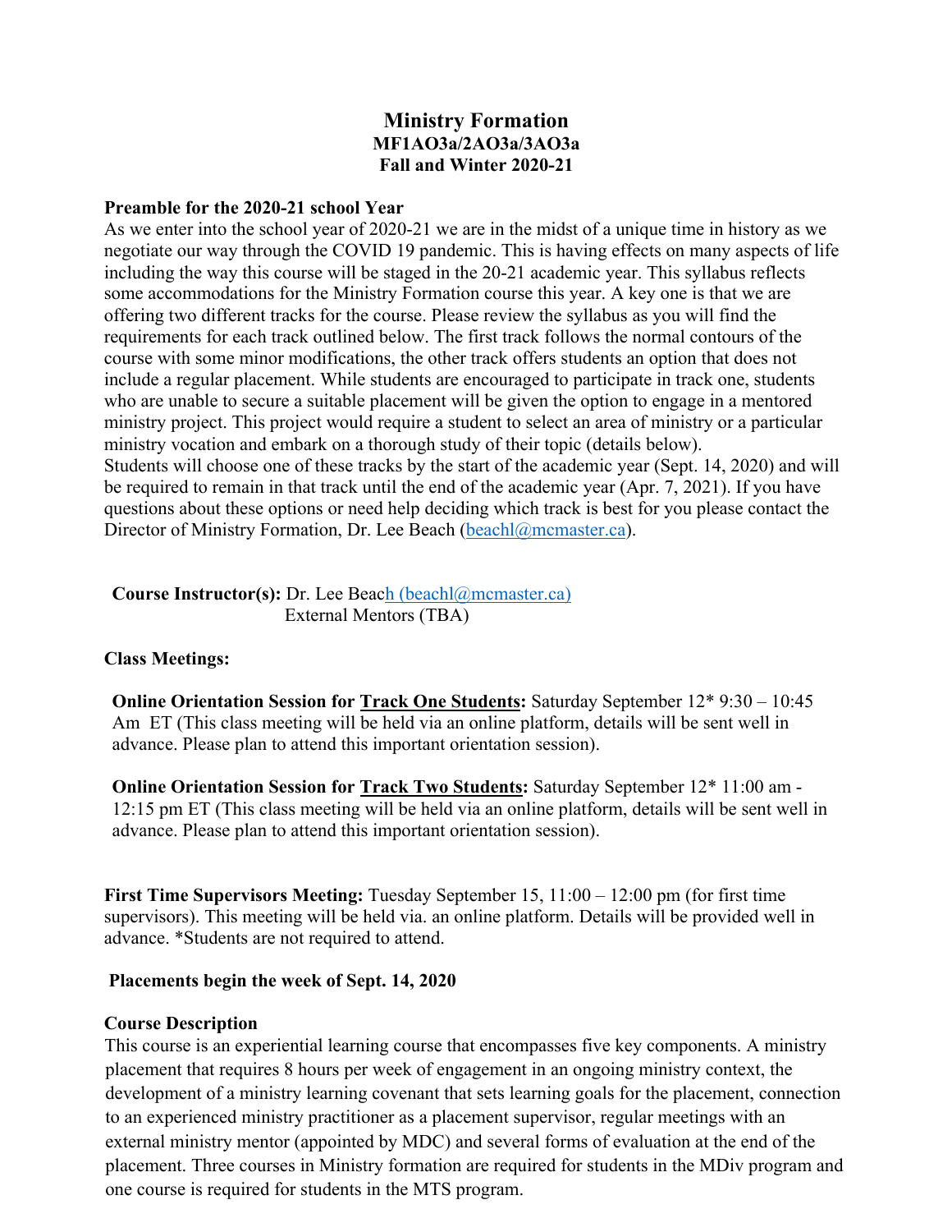# Ministry Formation

## MF1AO3a/2AO3a/3AO3a

## Fall and Winter 2020-21

**Preamble for the 2020-21 school Year**

As we enter into the school year of 2020-21 we are in the midst of a unique time in history as we negotiate our way through the COVID 19 pandemic. This is having effects on many aspects of life including the way this course will be staged in the 20-21 academic year. This syllabus reflects some accommodations for the Ministry Formation course this year. A key one is that we are offering two different tracks for the course. Please review the syllabus as you will find the requirements for each track outlined below. The first track follows the normal contours of the course with some minor modifications, the other track offers students an option that does not include a regular placement. While students are encouraged to participate in track one, students who are unable to secure a suitable placement will be given the option to engage in a mentored ministry project. This project would require a student to select an area of ministry or a particular ministry vocation and embark on a thorough study of their topic (details below).
Students will choose one of these tracks by the start of the academic year (Sept. 14, 2020) and will be required to remain in that track until the end of the academic year (Apr. 7, 2021). If you have questions about these options or need help deciding which track is best for you please contact the Director of Ministry Formation, Dr. Lee Beach (beachl@mcmaster.ca).

**Course Instructor(s):** Dr. Lee Beach (beachl@mcmaster.ca)
External Mentors (TBA)

**Class Meetings:**

**Online Orientation Session for Track One Students:** Saturday September 12* 9:30 – 10:45 Am ET (This class meeting will be held via an online platform, details will be sent well in advance. Please plan to attend this important orientation session).

**Online Orientation Session for Track Two Students:** Saturday September 12* 11:00 am - 12:15 pm ET (This class meeting will be held via an online platform, details will be sent well in advance. Please plan to attend this important orientation session).

**First Time Supervisors Meeting:** Tuesday September 15, 11:00 – 12:00 pm (for first time supervisors). This meeting will be held via. an online platform. Details will be provided well in advance. *Students are not required to attend.

**Placements begin the week of Sept. 14, 2020**

**Course Description**

This course is an experiential learning course that encompasses five key components. A ministry placement that requires 8 hours per week of engagement in an ongoing ministry context, the development of a ministry learning covenant that sets learning goals for the placement, connection to an experienced ministry practitioner as a placement supervisor, regular meetings with an external ministry mentor (appointed by MDC) and several forms of evaluation at the end of the placement. Three courses in Ministry formation are required for students in the MDiv program and one course is required for students in the MTS program.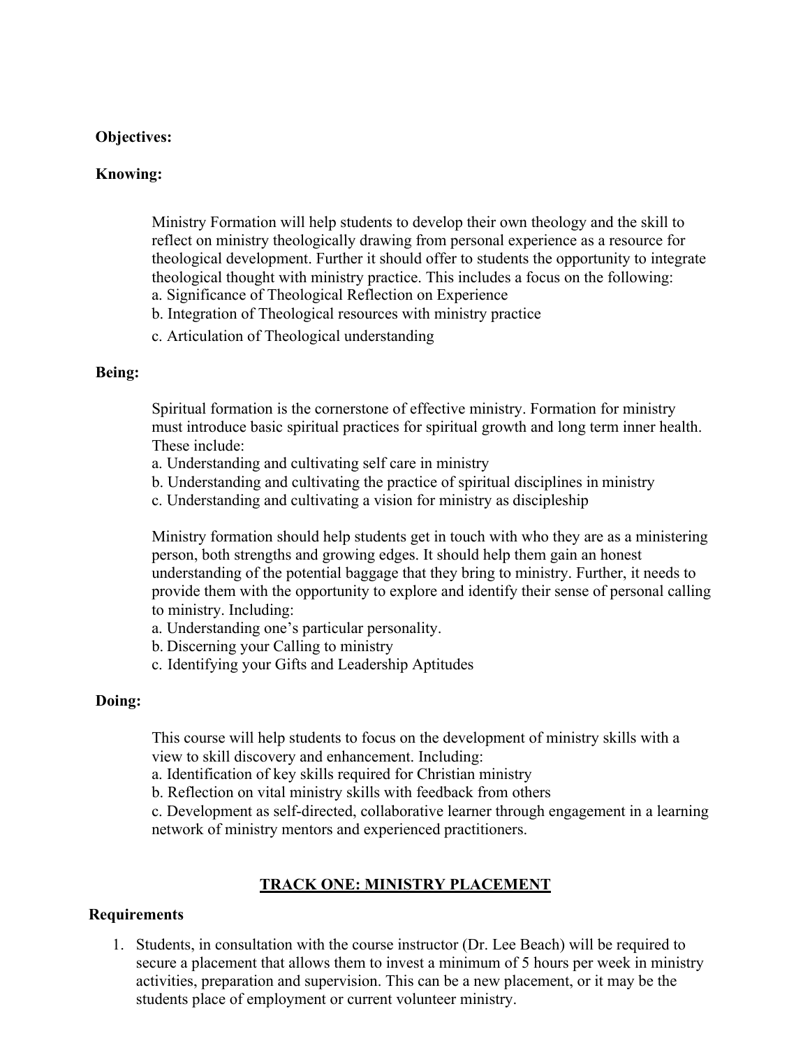**Objectives:**

**Knowing:**

Ministry Formation will help students to develop their own theology and the skill to reflect on ministry theologically drawing from personal experience as a resource for theological development. Further it should offer to students the opportunity to integrate theological thought with ministry practice. This includes a focus on the following:
a. Significance of Theological Reflection on Experience
b. Integration of Theological resources with ministry practice
c. Articulation of Theological understanding

**Being:**

Spiritual formation is the cornerstone of effective ministry. Formation for ministry must introduce basic spiritual practices for spiritual growth and long term inner health. These include:
a. Understanding and cultivating self care in ministry
b. Understanding and cultivating the practice of spiritual disciplines in ministry
c. Understanding and cultivating a vision for ministry as discipleship

Ministry formation should help students get in touch with who they are as a ministering person, both strengths and growing edges. It should help them gain an honest understanding of the potential baggage that they bring to ministry. Further, it needs to provide them with the opportunity to explore and identify their sense of personal calling to ministry. Including:
a. Understanding one's particular personality.
b. Discerning your Calling to ministry
c. Identifying your Gifts and Leadership Aptitudes

**Doing:**

This course will help students to focus on the development of ministry skills with a view to skill discovery and enhancement. Including:
a. Identification of key skills required for Christian ministry
b. Reflection on vital ministry skills with feedback from others
c. Development as self-directed, collaborative learner through engagement in a learning network of ministry mentors and experienced practitioners.

## TRACK ONE: MINISTRY PLACEMENT

**Requirements**

1. Students, in consultation with the course instructor (Dr. Lee Beach) will be required to secure a placement that allows them to invest a minimum of 5 hours per week in ministry activities, preparation and supervision. This can be a new placement, or it may be the students place of employment or current volunteer ministry.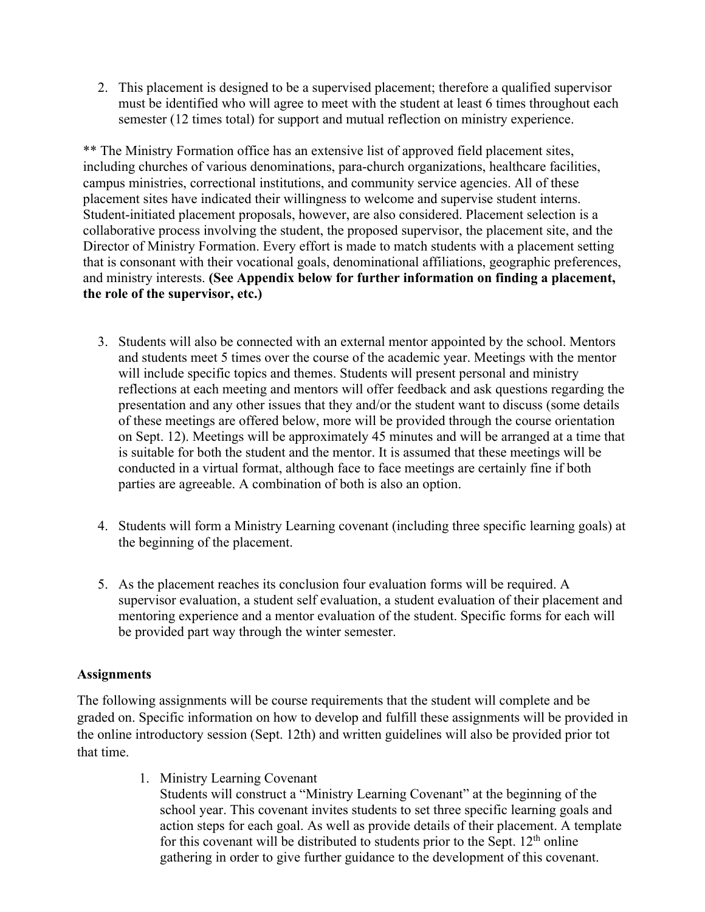2. This placement is designed to be a supervised placement; therefore a qualified supervisor must be identified who will agree to meet with the student at least 6 times throughout each semester (12 times total) for support and mutual reflection on ministry experience.

** The Ministry Formation office has an extensive list of approved field placement sites, including churches of various denominations, para-church organizations, healthcare facilities, campus ministries, correctional institutions, and community service agencies. All of these placement sites have indicated their willingness to welcome and supervise student interns. Student-initiated placement proposals, however, are also considered. Placement selection is a collaborative process involving the student, the proposed supervisor, the placement site, and the Director of Ministry Formation. Every effort is made to match students with a placement setting that is consonant with their vocational goals, denominational affiliations, geographic preferences, and ministry interests. **(See Appendix below for further information on finding a placement, the role of the supervisor, etc.)**

3. Students will also be connected with an external mentor appointed by the school. Mentors and students meet 5 times over the course of the academic year. Meetings with the mentor will include specific topics and themes. Students will present personal and ministry reflections at each meeting and mentors will offer feedback and ask questions regarding the presentation and any other issues that they and/or the student want to discuss (some details of these meetings are offered below, more will be provided through the course orientation on Sept. 12). Meetings will be approximately 45 minutes and will be arranged at a time that is suitable for both the student and the mentor. It is assumed that these meetings will be conducted in a virtual format, although face to face meetings are certainly fine if both parties are agreeable. A combination of both is also an option.

4. Students will form a Ministry Learning covenant (including three specific learning goals) at the beginning of the placement.

5. As the placement reaches its conclusion four evaluation forms will be required. A supervisor evaluation, a student self evaluation, a student evaluation of their placement and mentoring experience and a mentor evaluation of the student. Specific forms for each will be provided part way through the winter semester.

**Assignments**

The following assignments will be course requirements that the student will complete and be graded on. Specific information on how to develop and fulfill these assignments will be provided in the online introductory session (Sept. 12th) and written guidelines will also be provided prior tot that time.

1. Ministry Learning Covenant
   Students will construct a "Ministry Learning Covenant" at the beginning of the school year. This covenant invites students to set three specific learning goals and action steps for each goal. As well as provide details of their placement. A template for this covenant will be distributed to students prior to the Sept. 12th online gathering in order to give further guidance to the development of this covenant.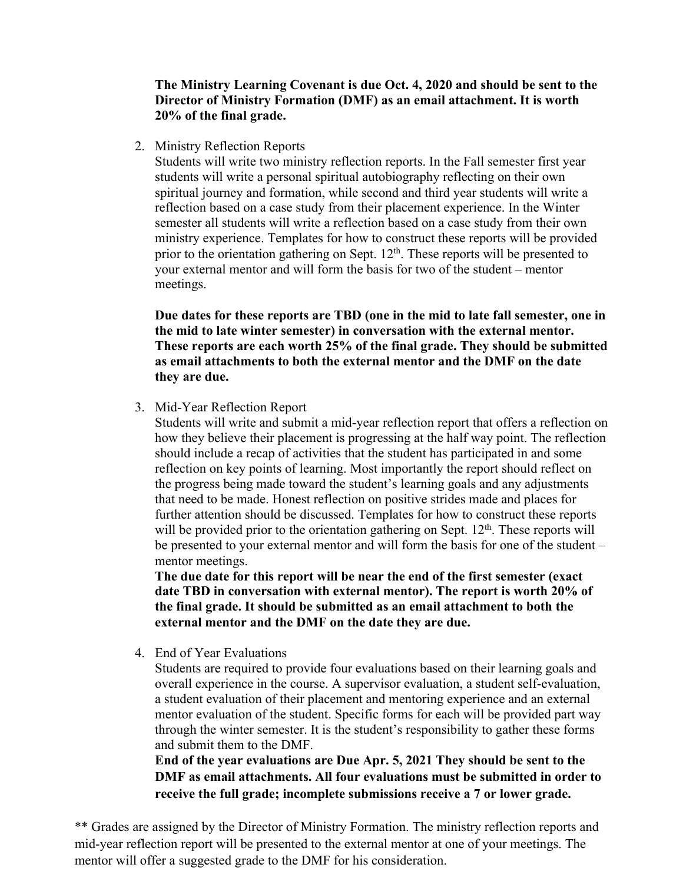**The Ministry Learning Covenant is due Oct. 4, 2020 and should be sent to the Director of Ministry Formation (DMF) as an email attachment. It is worth 20% of the final grade.**

2. Ministry Reflection Reports
   Students will write two ministry reflection reports. In the Fall semester first year students will write a personal spiritual autobiography reflecting on their own spiritual journey and formation, while second and third year students will write a reflection based on a case study from their placement experience. In the Winter semester all students will write a reflection based on a case study from their own ministry experience. Templates for how to construct these reports will be provided prior to the orientation gathering on Sept. 12th. These reports will be presented to your external mentor and will form the basis for two of the student – mentor meetings.

   **Due dates for these reports are TBD (one in the mid to late fall semester, one in the mid to late winter semester) in conversation with the external mentor. These reports are each worth 25% of the final grade. They should be submitted as email attachments to both the external mentor and the DMF on the date they are due.**

3. Mid-Year Reflection Report
   Students will write and submit a mid-year reflection report that offers a reflection on how they believe their placement is progressing at the half way point. The reflection should include a recap of activities that the student has participated in and some reflection on key points of learning. Most importantly the report should reflect on the progress being made toward the student's learning goals and any adjustments that need to be made. Honest reflection on positive strides made and places for further attention should be discussed. Templates for how to construct these reports will be provided prior to the orientation gathering on Sept. 12th. These reports will be presented to your external mentor and will form the basis for one of the student – mentor meetings.
   **The due date for this report will be near the end of the first semester (exact date TBD in conversation with external mentor). The report is worth 20% of the final grade. It should be submitted as an email attachment to both the external mentor and the DMF on the date they are due.**

4. End of Year Evaluations
   Students are required to provide four evaluations based on their learning goals and overall experience in the course. A supervisor evaluation, a student self-evaluation, a student evaluation of their placement and mentoring experience and an external mentor evaluation of the student. Specific forms for each will be provided part way through the winter semester. It is the student's responsibility to gather these forms and submit them to the DMF.
   **End of the year evaluations are Due Apr. 5, 2021 They should be sent to the DMF as email attachments. All four evaluations must be submitted in order to receive the full grade; incomplete submissions receive a 7 or lower grade.**

** Grades are assigned by the Director of Ministry Formation. The ministry reflection reports and mid-year reflection report will be presented to the external mentor at one of your meetings. The mentor will offer a suggested grade to the DMF for his consideration.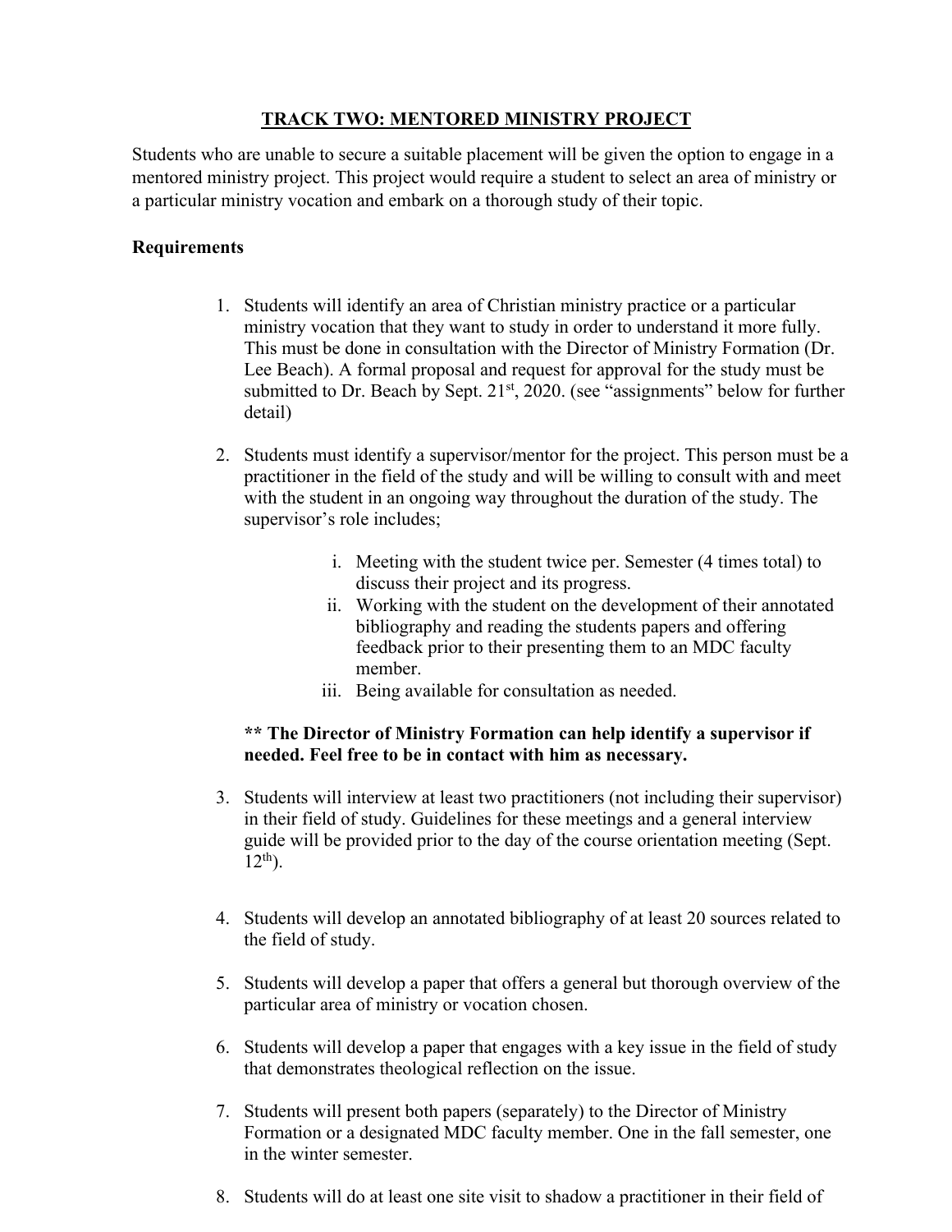## TRACK TWO: MENTORED MINISTRY PROJECT

Students who are unable to secure a suitable placement will be given the option to engage in a mentored ministry project. This project would require a student to select an area of ministry or a particular ministry vocation and embark on a thorough study of their topic.

**Requirements**

1. Students will identify an area of Christian ministry practice or a particular ministry vocation that they want to study in order to understand it more fully. This must be done in consultation with the Director of Ministry Formation (Dr. Lee Beach). A formal proposal and request for approval for the study must be submitted to Dr. Beach by Sept. 21st, 2020. (see "assignments" below for further detail)

2. Students must identify a supervisor/mentor for the project. This person must be a practitioner in the field of the study and will be willing to consult with and meet with the student in an ongoing way throughout the duration of the study. The supervisor's role includes;

   i. Meeting with the student twice per. Semester (4 times total) to discuss their project and its progress.
   ii. Working with the student on the development of their annotated bibliography and reading the students papers and offering feedback prior to their presenting them to an MDC faculty member.
   iii. Being available for consultation as needed.

   **** The Director of Ministry Formation can help identify a supervisor if needed. Feel free to be in contact with him as necessary.**

3. Students will interview at least two practitioners (not including their supervisor) in their field of study. Guidelines for these meetings and a general interview guide will be provided prior to the day of the course orientation meeting (Sept. 12th).

4. Students will develop an annotated bibliography of at least 20 sources related to the field of study.

5. Students will develop a paper that offers a general but thorough overview of the particular area of ministry or vocation chosen.

6. Students will develop a paper that engages with a key issue in the field of study that demonstrates theological reflection on the issue.

7. Students will present both papers (separately) to the Director of Ministry Formation or a designated MDC faculty member. One in the fall semester, one in the winter semester.

8. Students will do at least one site visit to shadow a practitioner in their field of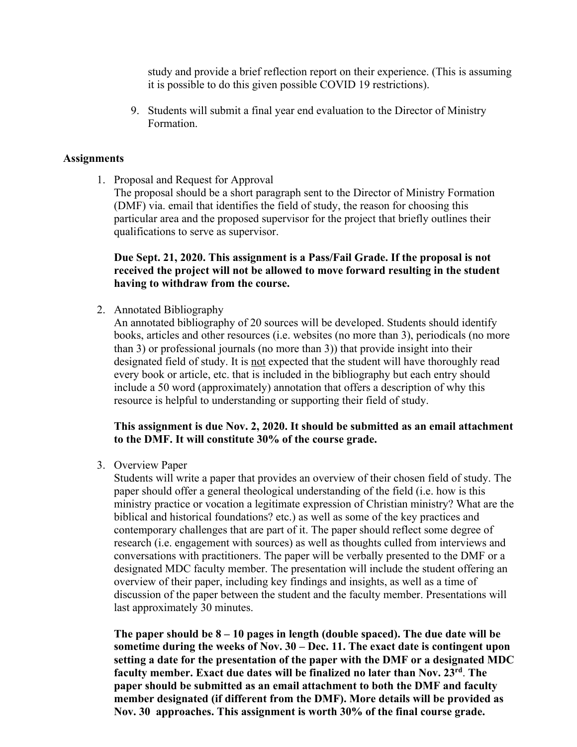study and provide a brief reflection report on their experience. (This is assuming it is possible to do this given possible COVID 19 restrictions).

9. Students will submit a final year end evaluation to the Director of Ministry Formation.

## Assignments

1. Proposal and Request for Approval
   The proposal should be a short paragraph sent to the Director of Ministry Formation (DMF) via. email that identifies the field of study, the reason for choosing this particular area and the proposed supervisor for the project that briefly outlines their qualifications to serve as supervisor.

   **Due Sept. 21, 2020. This assignment is a Pass/Fail Grade. If the proposal is not received the project will not be allowed to move forward resulting in the student having to withdraw from the course.**

2. Annotated Bibliography
   An annotated bibliography of 20 sources will be developed. Students should identify books, articles and other resources (i.e. websites (no more than 3), periodicals (no more than 3) or professional journals (no more than 3)) that provide insight into their designated field of study. It is <u>not</u> expected that the student will have thoroughly read every book or article, etc. that is included in the bibliography but each entry should include a 50 word (approximately) annotation that offers a description of why this resource is helpful to understanding or supporting their field of study.

   **This assignment is due Nov. 2, 2020. It should be submitted as an email attachment to the DMF. It will constitute 30% of the course grade.**

3. Overview Paper
   Students will write a paper that provides an overview of their chosen field of study. The paper should offer a general theological understanding of the field (i.e. how is this ministry practice or vocation a legitimate expression of Christian ministry? What are the biblical and historical foundations? etc.) as well as some of the key practices and contemporary challenges that are part of it. The paper should reflect some degree of research (i.e. engagement with sources) as well as thoughts culled from interviews and conversations with practitioners. The paper will be verbally presented to the DMF or a designated MDC faculty member. The presentation will include the student offering an overview of their paper, including key findings and insights, as well as a time of discussion of the paper between the student and the faculty member. Presentations will last approximately 30 minutes.

   **The paper should be 8 – 10 pages in length (double spaced). The due date will be sometime during the weeks of Nov. 30 – Dec. 11. The exact date is contingent upon setting a date for the presentation of the paper with the DMF or a designated MDC faculty member. Exact due dates will be finalized no later than Nov. 23rd. The paper should be submitted as an email attachment to both the DMF and faculty member designated (if different from the DMF). More details will be provided as Nov. 30 approaches. This assignment is worth 30% of the final course grade.**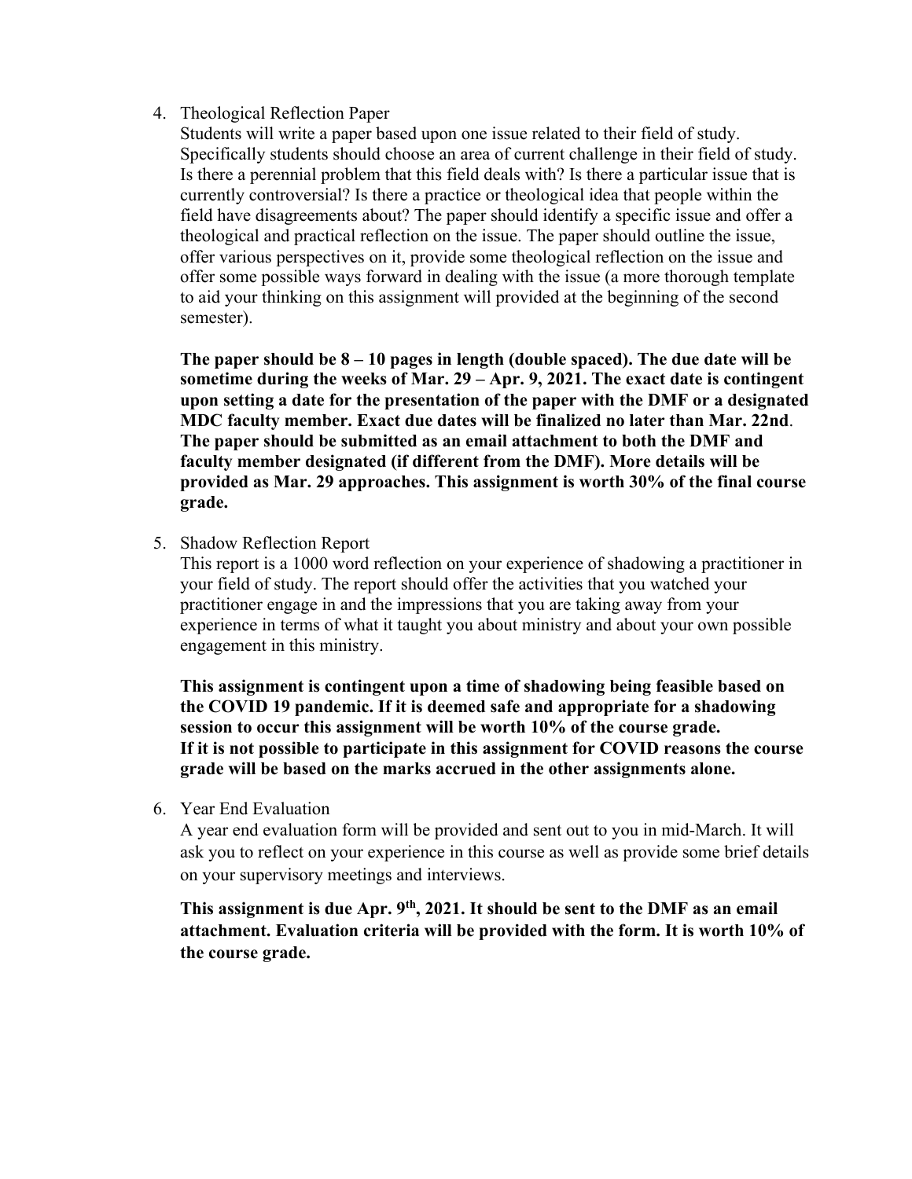4. Theological Reflection Paper

   Students will write a paper based upon one issue related to their field of study. Specifically students should choose an area of current challenge in their field of study. Is there a perennial problem that this field deals with? Is there a particular issue that is currently controversial? Is there a practice or theological idea that people within the field have disagreements about? The paper should identify a specific issue and offer a theological and practical reflection on the issue. The paper should outline the issue, offer various perspectives on it, provide some theological reflection on the issue and offer some possible ways forward in dealing with the issue (a more thorough template to aid your thinking on this assignment will provided at the beginning of the second semester).

   **The paper should be 8 – 10 pages in length (double spaced). The due date will be sometime during the weeks of Mar. 29 – Apr. 9, 2021. The exact date is contingent upon setting a date for the presentation of the paper with the DMF or a designated MDC faculty member. Exact due dates will be finalized no later than Mar. 22nd**. **The paper should be submitted as an email attachment to both the DMF and faculty member designated (if different from the DMF). More details will be provided as Mar. 29 approaches. This assignment is worth 30% of the final course grade.**

5. Shadow Reflection Report

   This report is a 1000 word reflection on your experience of shadowing a practitioner in your field of study. The report should offer the activities that you watched your practitioner engage in and the impressions that you are taking away from your experience in terms of what it taught you about ministry and about your own possible engagement in this ministry.

   **This assignment is contingent upon a time of shadowing being feasible based on the COVID 19 pandemic. If it is deemed safe and appropriate for a shadowing session to occur this assignment will be worth 10% of the course grade.**
   **If it is not possible to participate in this assignment for COVID reasons the course grade will be based on the marks accrued in the other assignments alone.**

6. Year End Evaluation

   A year end evaluation form will be provided and sent out to you in mid-March. It will ask you to reflect on your experience in this course as well as provide some brief details on your supervisory meetings and interviews.

   **This assignment is due Apr. 9th, 2021. It should be sent to the DMF as an email attachment. Evaluation criteria will be provided with the form. It is worth 10% of the course grade.**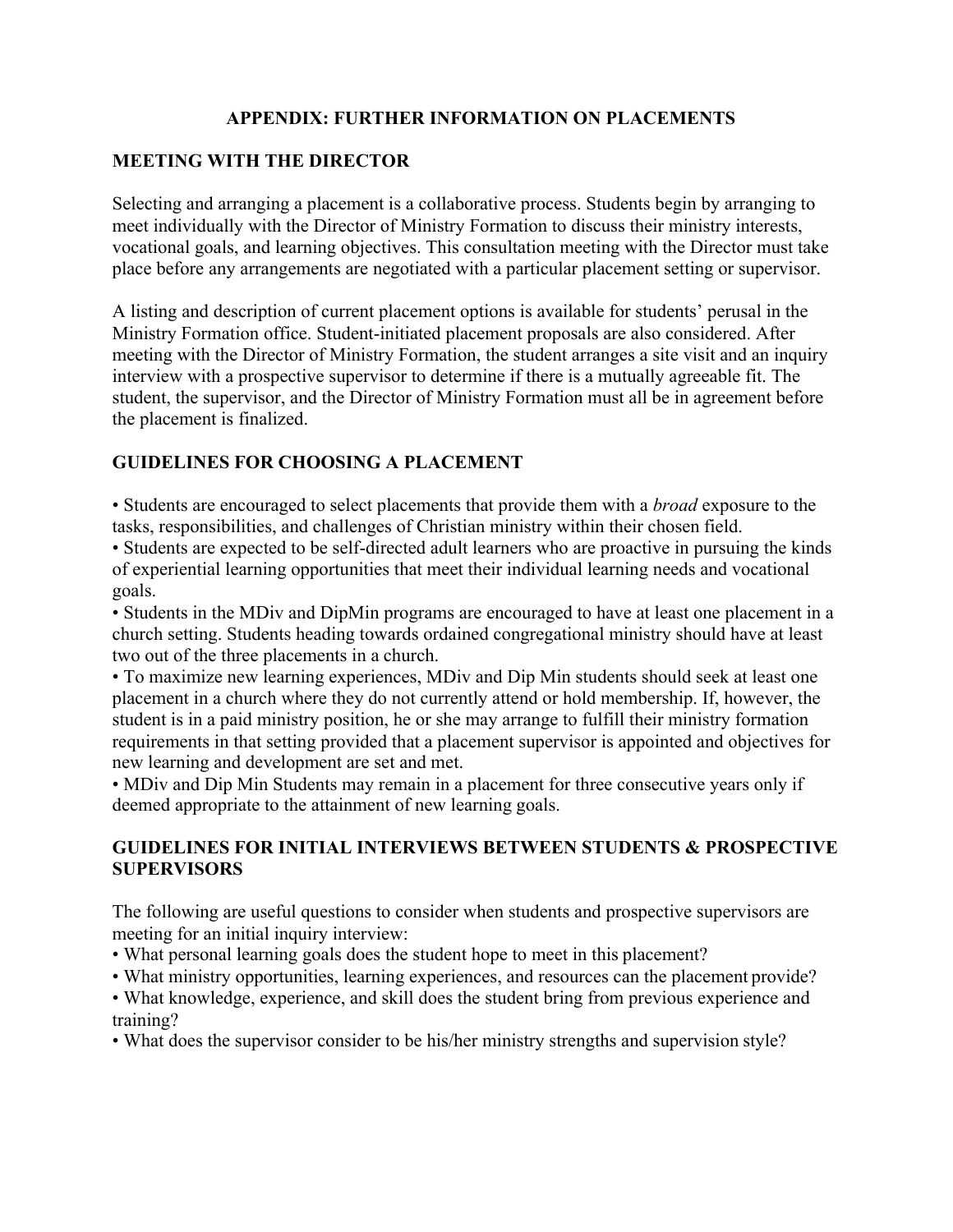# APPENDIX: FURTHER INFORMATION ON PLACEMENTS

## MEETING WITH THE DIRECTOR

Selecting and arranging a placement is a collaborative process. Students begin by arranging to meet individually with the Director of Ministry Formation to discuss their ministry interests, vocational goals, and learning objectives. This consultation meeting with the Director must take place before any arrangements are negotiated with a particular placement setting or supervisor.

A listing and description of current placement options is available for students' perusal in the Ministry Formation office. Student-initiated placement proposals are also considered. After meeting with the Director of Ministry Formation, the student arranges a site visit and an inquiry interview with a prospective supervisor to determine if there is a mutually agreeable fit. The student, the supervisor, and the Director of Ministry Formation must all be in agreement before the placement is finalized.

## GUIDELINES FOR CHOOSING A PLACEMENT

- Students are encouraged to select placements that provide them with a *broad* exposure to the tasks, responsibilities, and challenges of Christian ministry within their chosen field.
- Students are expected to be self-directed adult learners who are proactive in pursuing the kinds of experiential learning opportunities that meet their individual learning needs and vocational goals.
- Students in the MDiv and DipMin programs are encouraged to have at least one placement in a church setting. Students heading towards ordained congregational ministry should have at least two out of the three placements in a church.
- To maximize new learning experiences, MDiv and Dip Min students should seek at least one placement in a church where they do not currently attend or hold membership. If, however, the student is in a paid ministry position, he or she may arrange to fulfill their ministry formation requirements in that setting provided that a placement supervisor is appointed and objectives for new learning and development are set and met.
- MDiv and Dip Min Students may remain in a placement for three consecutive years only if deemed appropriate to the attainment of new learning goals.

## GUIDELINES FOR INITIAL INTERVIEWS BETWEEN STUDENTS & PROSPECTIVE SUPERVISORS

The following are useful questions to consider when students and prospective supervisors are meeting for an initial inquiry interview:

- What personal learning goals does the student hope to meet in this placement?
- What ministry opportunities, learning experiences, and resources can the placement provide?
- What knowledge, experience, and skill does the student bring from previous experience and training?
- What does the supervisor consider to be his/her ministry strengths and supervision style?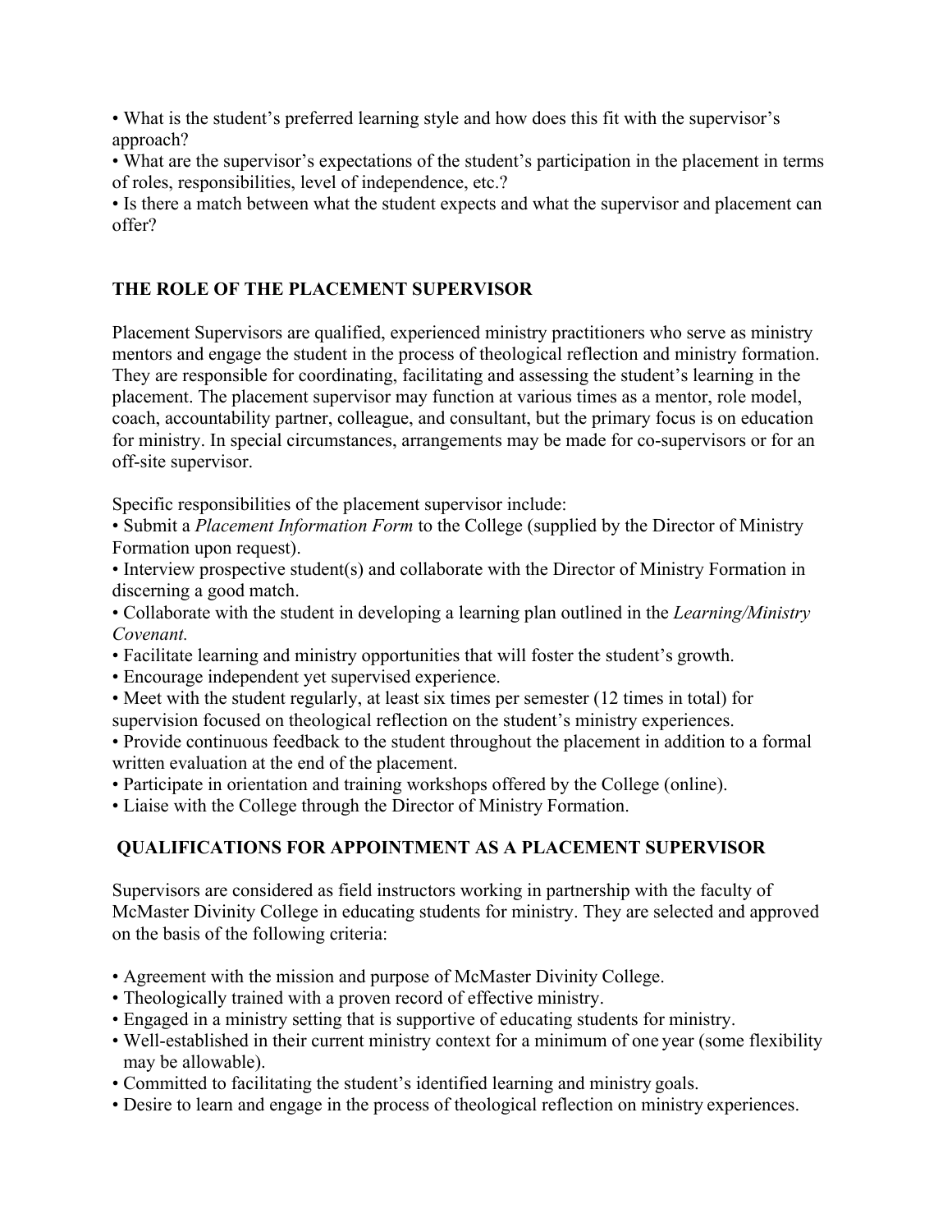- What is the student's preferred learning style and how does this fit with the supervisor's approach?
- What are the supervisor's expectations of the student's participation in the placement in terms of roles, responsibilities, level of independence, etc.?
- Is there a match between what the student expects and what the supervisor and placement can offer?

## THE ROLE OF THE PLACEMENT SUPERVISOR

Placement Supervisors are qualified, experienced ministry practitioners who serve as ministry mentors and engage the student in the process of theological reflection and ministry formation. They are responsible for coordinating, facilitating and assessing the student's learning in the placement. The placement supervisor may function at various times as a mentor, role model, coach, accountability partner, colleague, and consultant, but the primary focus is on education for ministry. In special circumstances, arrangements may be made for co-supervisors or for an off-site supervisor.

Specific responsibilities of the placement supervisor include:

- Submit a *Placement Information Form* to the College (supplied by the Director of Ministry Formation upon request).
- Interview prospective student(s) and collaborate with the Director of Ministry Formation in discerning a good match.
- Collaborate with the student in developing a learning plan outlined in the *Learning/Ministry Covenant.*
- Facilitate learning and ministry opportunities that will foster the student's growth.
- Encourage independent yet supervised experience.
- Meet with the student regularly, at least six times per semester (12 times in total) for supervision focused on theological reflection on the student's ministry experiences.
- Provide continuous feedback to the student throughout the placement in addition to a formal written evaluation at the end of the placement.
- Participate in orientation and training workshops offered by the College (online).
- Liaise with the College through the Director of Ministry Formation.

## QUALIFICATIONS FOR APPOINTMENT AS A PLACEMENT SUPERVISOR

Supervisors are considered as field instructors working in partnership with the faculty of McMaster Divinity College in educating students for ministry. They are selected and approved on the basis of the following criteria:

- Agreement with the mission and purpose of McMaster Divinity College.
- Theologically trained with a proven record of effective ministry.
- Engaged in a ministry setting that is supportive of educating students for ministry.
- Well-established in their current ministry context for a minimum of one year (some flexibility may be allowable).
- Committed to facilitating the student's identified learning and ministry goals.
- Desire to learn and engage in the process of theological reflection on ministry experiences.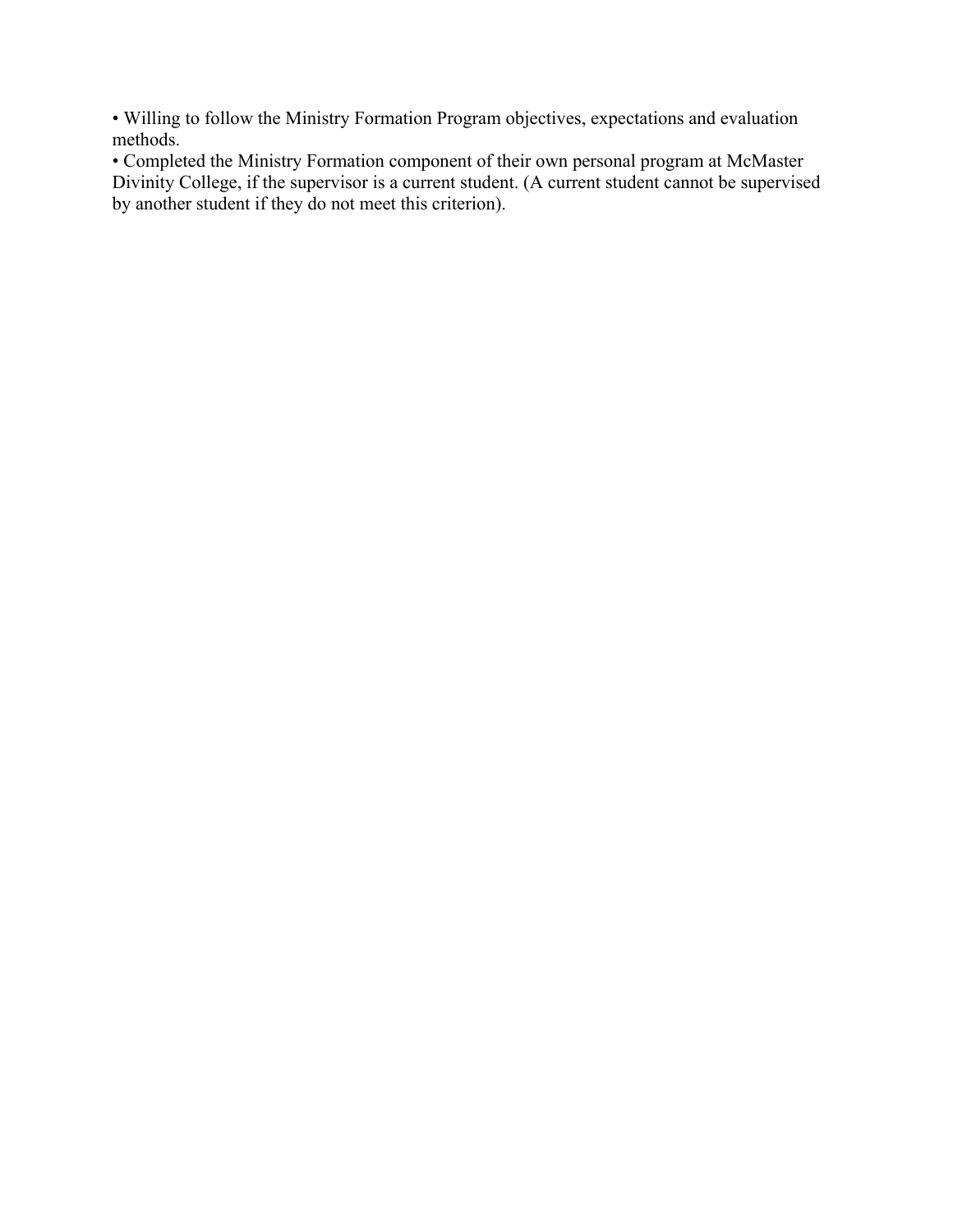- Willing to follow the Ministry Formation Program objectives, expectations and evaluation methods.
- Completed the Ministry Formation component of their own personal program at McMaster Divinity College, if the supervisor is a current student. (A current student cannot be supervised by another student if they do not meet this criterion).